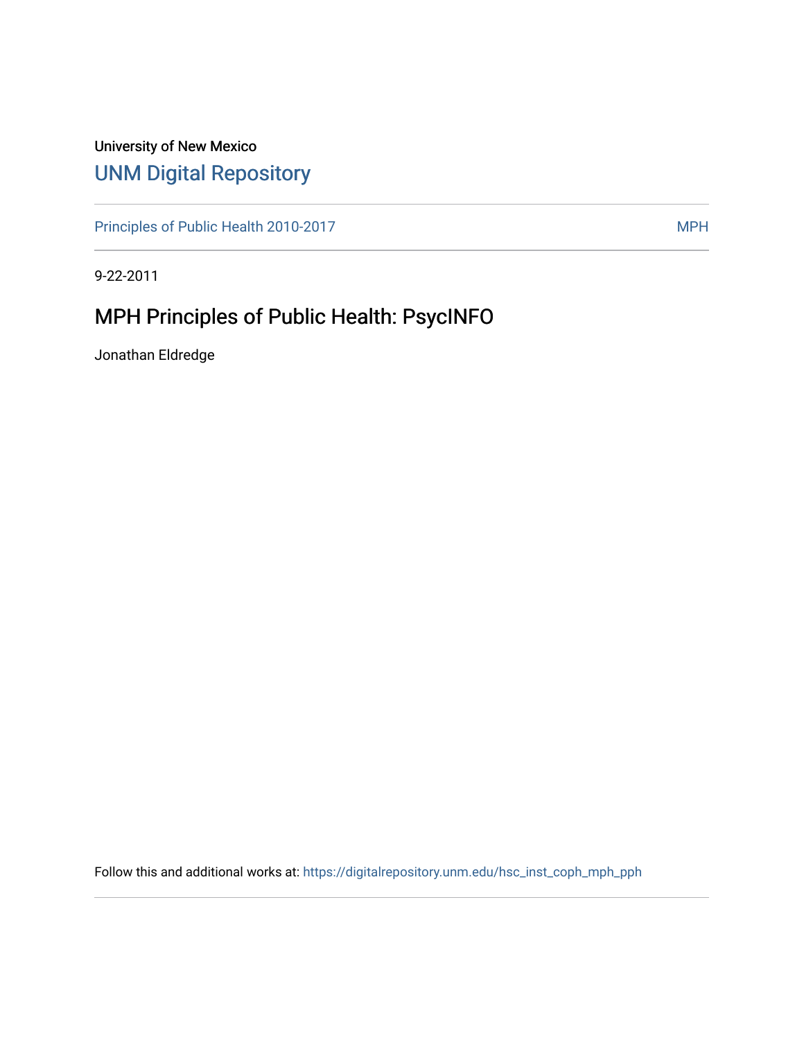University of New Mexico

# UNM Digital Repository

Principles of Public Health 2010-2017 MPH

9-22-2011

## MPH Principles of Public Health: PsycINFO

Jonathan Eldredge

Follow this and additional works at: https://digitalrepository.unm.edu/hsc_inst_coph_mph_pph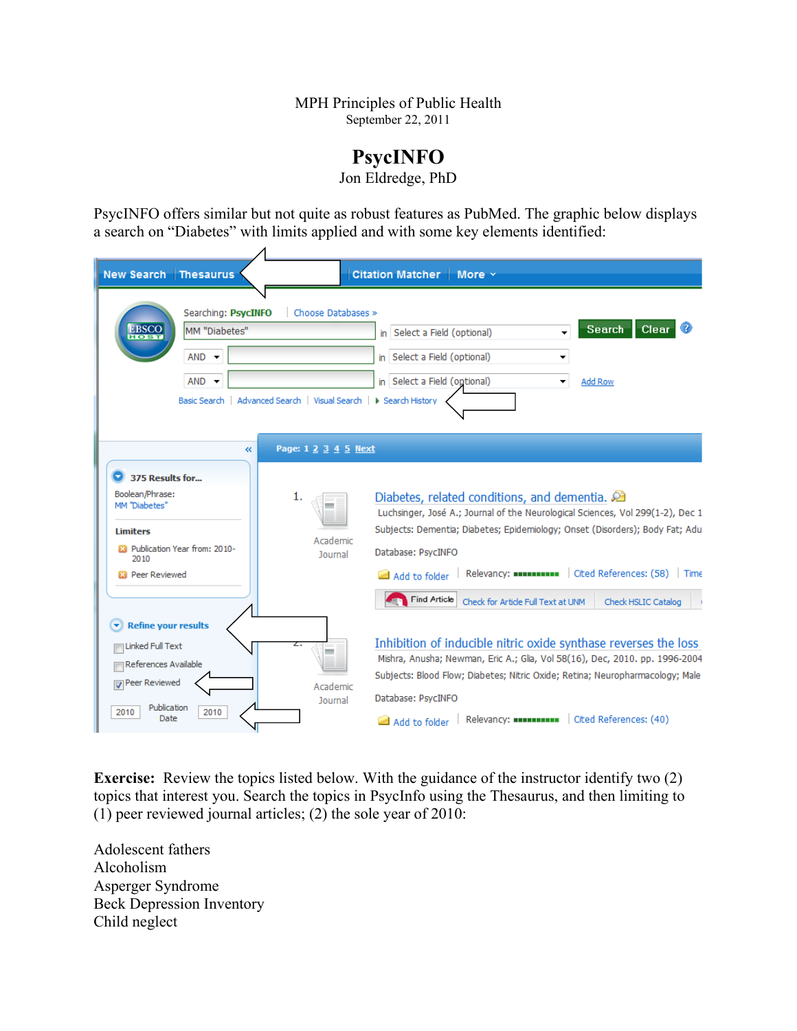MPH Principles of Public Health
September 22, 2011

# PsycINFO

Jon Eldredge, PhD

PsycINFO offers similar but not quite as robust features as PubMed. The graphic below displays a search on "Diabetes" with limits applied and with some key elements identified:

**Exercise:** Review the topics listed below. With the guidance of the instructor identify two (2) topics that interest you. Search the topics in PsycInfo using the Thesaurus, and then limiting to (1) peer reviewed journal articles; (2) the sole year of 2010:

Adolescent fathers
Alcoholism
Asperger Syndrome
Beck Depression Inventory
Child neglect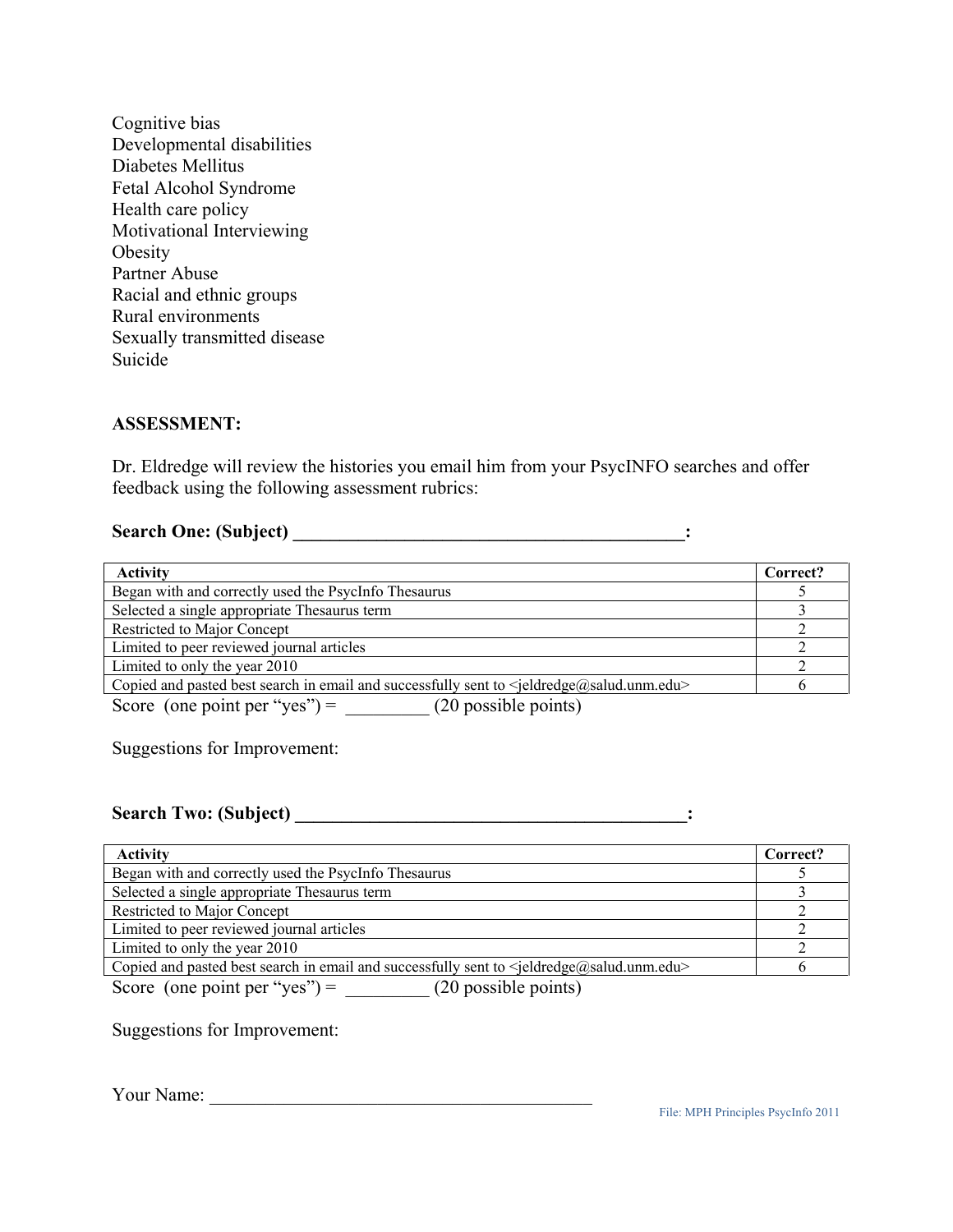Cognitive bias
Developmental disabilities
Diabetes Mellitus
Fetal Alcohol Syndrome
Health care policy
Motivational Interviewing
Obesity
Partner Abuse
Racial and ethnic groups
Rural environments
Sexually transmitted disease
Suicide

**ASSESSMENT:**

Dr. Eldredge will review the histories you email him from your PsycINFO searches and offer feedback using the following assessment rubrics:

**Search One: (Subject) _____________________________________________:**

| Activity | Correct? |
|---|---|
| Began with and correctly used the PsycInfo Thesaurus | 5 |
| Selected a single appropriate Thesaurus term | 3 |
| Restricted to Major Concept | 2 |
| Limited to peer reviewed journal articles | 2 |
| Limited to only the year 2010 | 2 |
| Copied and pasted best search in email and successfully sent to <jeldredge@salud.unm.edu> | 6 |

Score (one point per "yes") = _________ (20 possible points)

Suggestions for Improvement:

**Search Two: (Subject) _____________________________________________:**

| Activity | Correct? |
|---|---|
| Began with and correctly used the PsycInfo Thesaurus | 5 |
| Selected a single appropriate Thesaurus term | 3 |
| Restricted to Major Concept | 2 |
| Limited to peer reviewed journal articles | 2 |
| Limited to only the year 2010 | 2 |
| Copied and pasted best search in email and successfully sent to <jeldredge@salud.unm.edu> | 6 |

Score (one point per "yes") = _________ (20 possible points)

Suggestions for Improvement:

Your Name: ___________________________________________

File: MPH Principles PsycInfo 2011